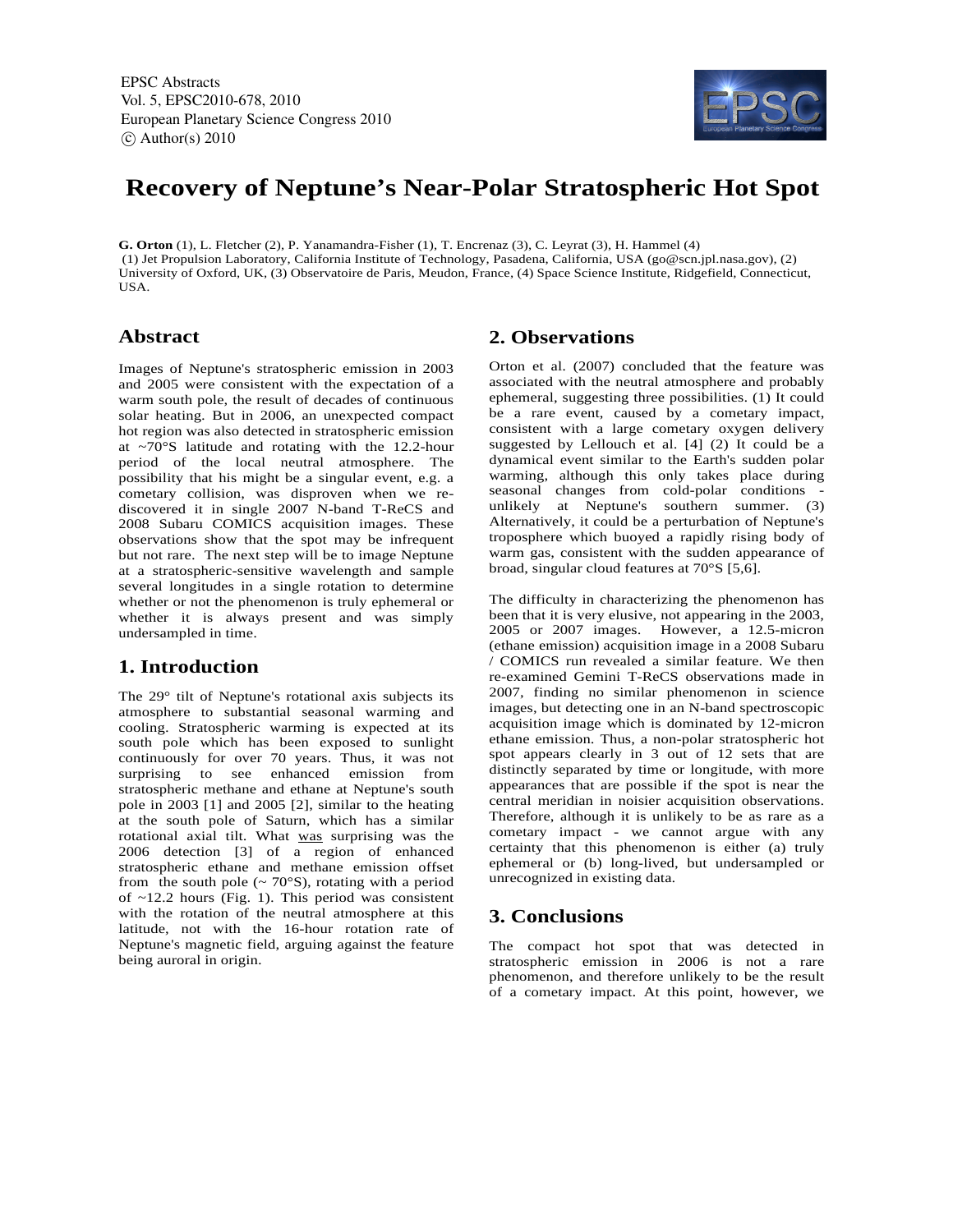# Recovery of Neptune's Near-Polar Stratospheric Hot Spot

**G. Orton** (1), L. Fletcher (2), P. Yanamandra-Fisher (1), T. Encrenaz (3), C. Leyrat (3), H. Hammel (4)
(1) Jet Propulsion Laboratory, California Institute of Technology, Pasadena, California, USA (go@scn.jpl.nasa.gov), (2) University of Oxford, UK, (3) Observatoire de Paris, Meudon, France, (4) Space Science Institute, Ridgefield, Connecticut, USA.

## Abstract

Images of Neptune's stratospheric emission in 2003 and 2005 were consistent with the expectation of a warm south pole, the result of decades of continuous solar heating. But in 2006, an unexpected compact hot region was also detected in stratospheric emission at ~70°S latitude and rotating with the 12.2-hour period of the local neutral atmosphere. The possibility that his might be a singular event, e.g. a cometary collision, was disproven when we re-discovered it in single 2007 N-band T-ReCS and 2008 Subaru COMICS acquisition images. These observations show that the spot may be infrequent but not rare. The next step will be to image Neptune at a stratospheric-sensitive wavelength and sample several longitudes in a single rotation to determine whether or not the phenomenon is truly ephemeral or whether it is always present and was simply undersampled in time.

## 1. Introduction

The 29° tilt of Neptune's rotational axis subjects its atmosphere to substantial seasonal warming and cooling. Stratospheric warming is expected at its south pole which has been exposed to sunlight continuously for over 70 years. Thus, it was not surprising to see enhanced emission from stratospheric methane and ethane at Neptune's south pole in 2003 [1] and 2005 [2], similar to the heating at the south pole of Saturn, which has a similar rotational axial tilt. What was surprising was the 2006 detection [3] of a region of enhanced stratospheric ethane and methane emission offset from the south pole (~ 70°S), rotating with a period of ~12.2 hours (Fig. 1). This period was consistent with the rotation of the neutral atmosphere at this latitude, not with the 16-hour rotation rate of Neptune's magnetic field, arguing against the feature being auroral in origin.

## 2. Observations

Orton et al. (2007) concluded that the feature was associated with the neutral atmosphere and probably ephemeral, suggesting three possibilities. (1) It could be a rare event, caused by a cometary impact, consistent with a large cometary oxygen delivery suggested by Lellouch et al. [4] (2) It could be a dynamical event similar to the Earth's sudden polar warming, although this only takes place during seasonal changes from cold-polar conditions - unlikely at Neptune's southern summer. (3) Alternatively, it could be a perturbation of Neptune's troposphere which buoyed a rapidly rising body of warm gas, consistent with the sudden appearance of broad, singular cloud features at 70°S [5,6].

The difficulty in characterizing the phenomenon has been that it is very elusive, not appearing in the 2003, 2005 or 2007 images. However, a 12.5-micron (ethane emission) acquisition image in a 2008 Subaru / COMICS run revealed a similar feature. We then re-examined Gemini T-ReCS observations made in 2007, finding no similar phenomenon in science images, but detecting one in an N-band spectroscopic acquisition image which is dominated by 12-micron ethane emission. Thus, a non-polar stratospheric hot spot appears clearly in 3 out of 12 sets that are distinctly separated by time or longitude, with more appearances that are possible if the spot is near the central meridian in noisier acquisition observations. Therefore, although it is unlikely to be as rare as a cometary impact - we cannot argue with any certainty that this phenomenon is either (a) truly ephemeral or (b) long-lived, but undersampled or unrecognized in existing data.

## 3. Conclusions

The compact hot spot that was detected in stratospheric emission in 2006 is not a rare phenomenon, and therefore unlikely to be the result of a cometary impact. At this point, however, we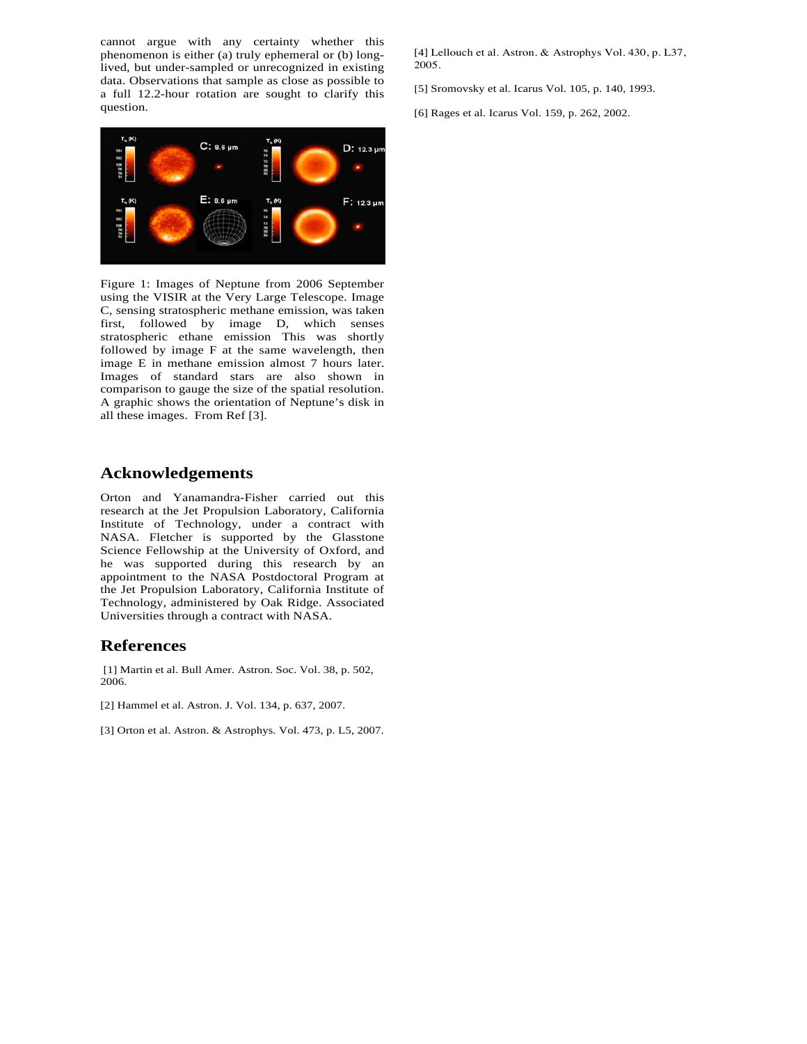cannot argue with any certainty whether this phenomenon is either (a) truly ephemeral or (b) long-lived, but under-sampled or unrecognized in existing data. Observations that sample as close as possible to a full 12.2-hour rotation are sought to clarify this question.

Figure 1: Images of Neptune from 2006 September using the VISIR at the Very Large Telescope. Image C, sensing stratospheric methane emission, was taken first, followed by image D, which senses stratospheric ethane emission This was shortly followed by image F at the same wavelength, then image E in methane emission almost 7 hours later. Images of standard stars are also shown in comparison to gauge the size of the spatial resolution. A graphic shows the orientation of Neptune's disk in all these images. From Ref [3].

## Acknowledgements

Orton and Yanamandra-Fisher carried out this research at the Jet Propulsion Laboratory, California Institute of Technology, under a contract with NASA. Fletcher is supported by the Glasstone Science Fellowship at the University of Oxford, and he was supported during this research by an appointment to the NASA Postdoctoral Program at the Jet Propulsion Laboratory, California Institute of Technology, administered by Oak Ridge. Associated Universities through a contract with NASA.

## References

[1] Martin et al. Bull Amer. Astron. Soc. Vol. 38, p. 502, 2006.

[2] Hammel et al. Astron. J. Vol. 134, p. 637, 2007.

[3] Orton et al. Astron. & Astrophys. Vol. 473, p. L5, 2007.

[4] Lellouch et al. Astron. & Astrophys Vol. 430, p. L37, 2005.

[5] Sromovsky et al. Icarus Vol. 105, p. 140, 1993.

[6] Rages et al. Icarus Vol. 159, p. 262, 2002.